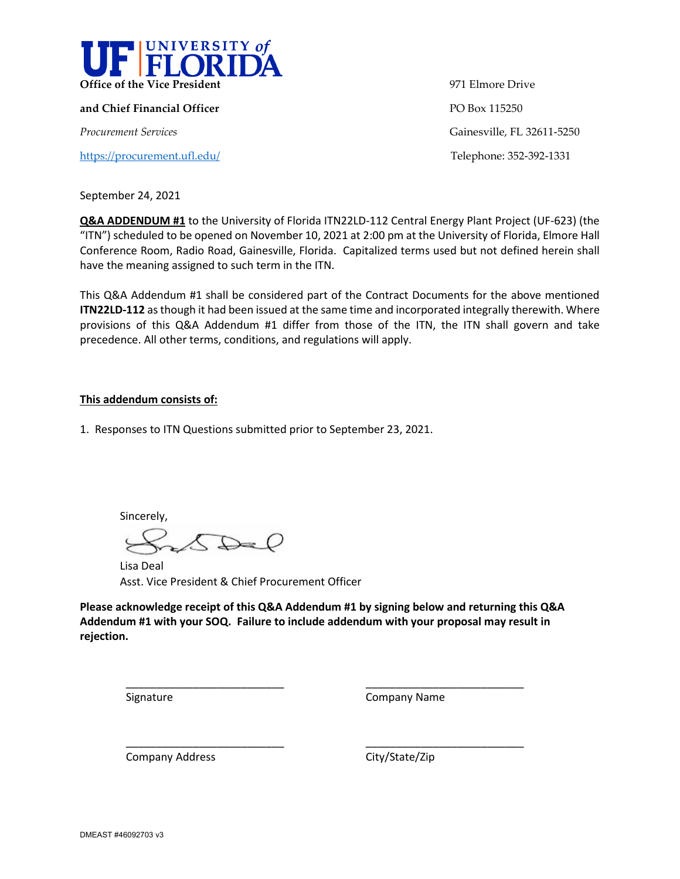**UF | UNIVERSITY of FLORIDA**

**Office of the Vice President and Chief Financial Officer**

*Procurement Services*

https://procurement.ufl.edu/

971 Elmore Drive
PO Box 115250
Gainesville, FL 32611-5250
Telephone: 352-392-1331

September 24, 2021

**Q&A ADDENDUM #1** to the University of Florida ITN22LD-112 Central Energy Plant Project (UF-623) (the "ITN") scheduled to be opened on November 10, 2021 at 2:00 pm at the University of Florida, Elmore Hall Conference Room, Radio Road, Gainesville, Florida. Capitalized terms used but not defined herein shall have the meaning assigned to such term in the ITN.

This Q&A Addendum #1 shall be considered part of the Contract Documents for the above mentioned **ITN22LD-112** as though it had been issued at the same time and incorporated integrally therewith. Where provisions of this Q&A Addendum #1 differ from those of the ITN, the ITN shall govern and take precedence. All other terms, conditions, and regulations will apply.

**This addendum consists of:**

1. Responses to ITN Questions submitted prior to September 23, 2021.

Sincerely,

Lisa Deal
Asst. Vice President & Chief Procurement Officer

**Please acknowledge receipt of this Q&A Addendum #1 by signing below and returning this Q&A Addendum #1 with your SOQ. Failure to include addendum with your proposal may result in rejection.**

___________________________ Signature

___________________________ Company Name

___________________________ Company Address

___________________________ City/State/Zip

DMEAST #46092703 v3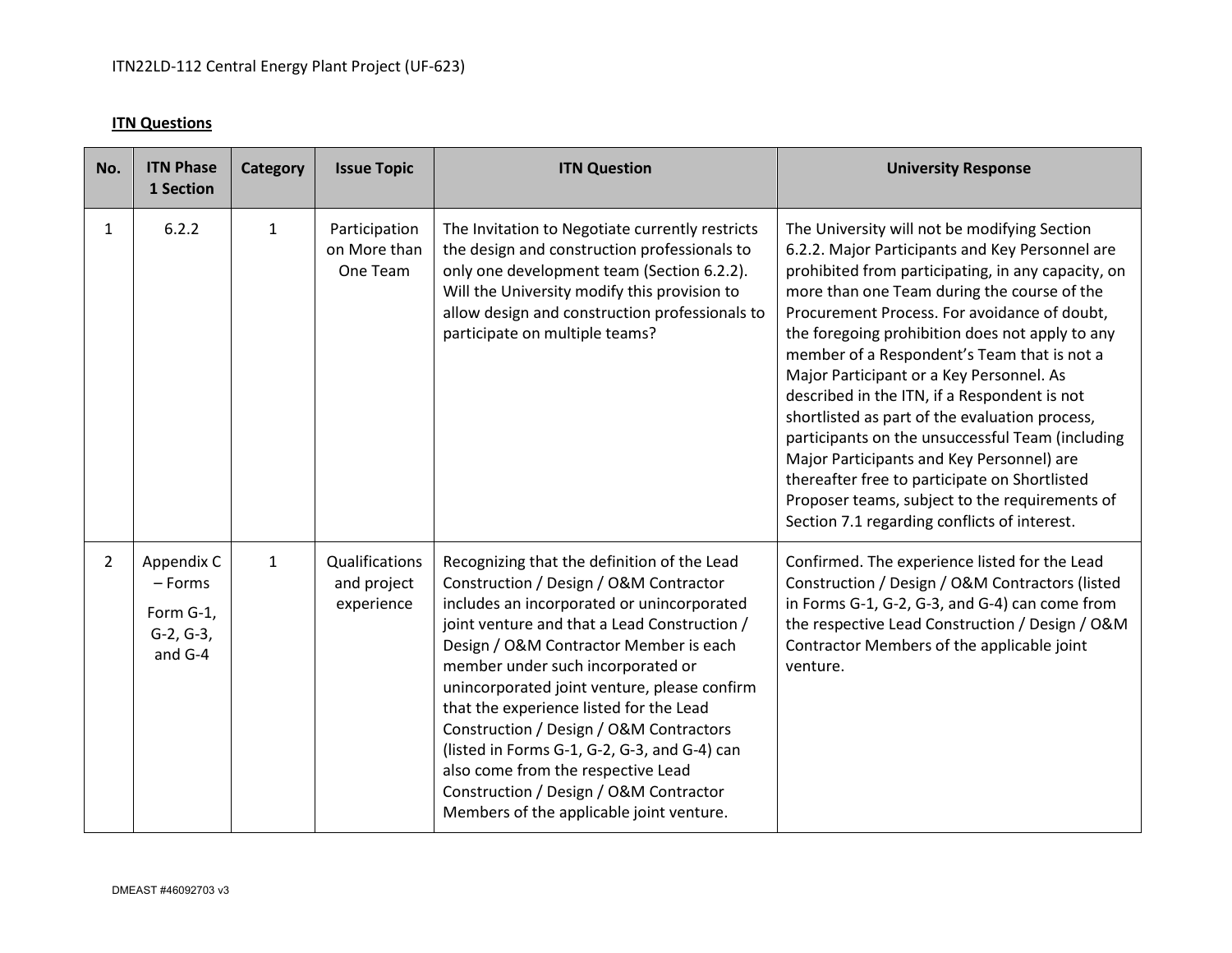**ITN Questions**

| No. | ITN Phase 1 Section | Category | Issue Topic | ITN Question | University Response |
| --- | --- | --- | --- | --- | --- |
| 1 | 6.2.2 | 1 | Participation on More than One Team | The Invitation to Negotiate currently restricts the design and construction professionals to only one development team (Section 6.2.2). Will the University modify this provision to allow design and construction professionals to participate on multiple teams? | The University will not be modifying Section 6.2.2. Major Participants and Key Personnel are prohibited from participating, in any capacity, on more than one Team during the course of the Procurement Process. For avoidance of doubt, the foregoing prohibition does not apply to any member of a Respondent's Team that is not a Major Participant or a Key Personnel. As described in the ITN, if a Respondent is not shortlisted as part of the evaluation process, participants on the unsuccessful Team (including Major Participants and Key Personnel) are thereafter free to participate on Shortlisted Proposer teams, subject to the requirements of Section 7.1 regarding conflicts of interest. |
| 2 | Appendix C – Forms Form G-1, G-2, G-3, and G-4 | 1 | Qualifications and project experience | Recognizing that the definition of the Lead Construction / Design / O&M Contractor includes an incorporated or unincorporated joint venture and that a Lead Construction / Design / O&M Contractor Member is each member under such incorporated or unincorporated joint venture, please confirm that the experience listed for the Lead Construction / Design / O&M Contractors (listed in Forms G-1, G-2, G-3, and G-4) can also come from the respective Lead Construction / Design / O&M Contractor Members of the applicable joint venture. | Confirmed. The experience listed for the Lead Construction / Design / O&M Contractors (listed in Forms G-1, G-2, G-3, and G-4) can come from the respective Lead Construction / Design / O&M Contractor Members of the applicable joint venture. |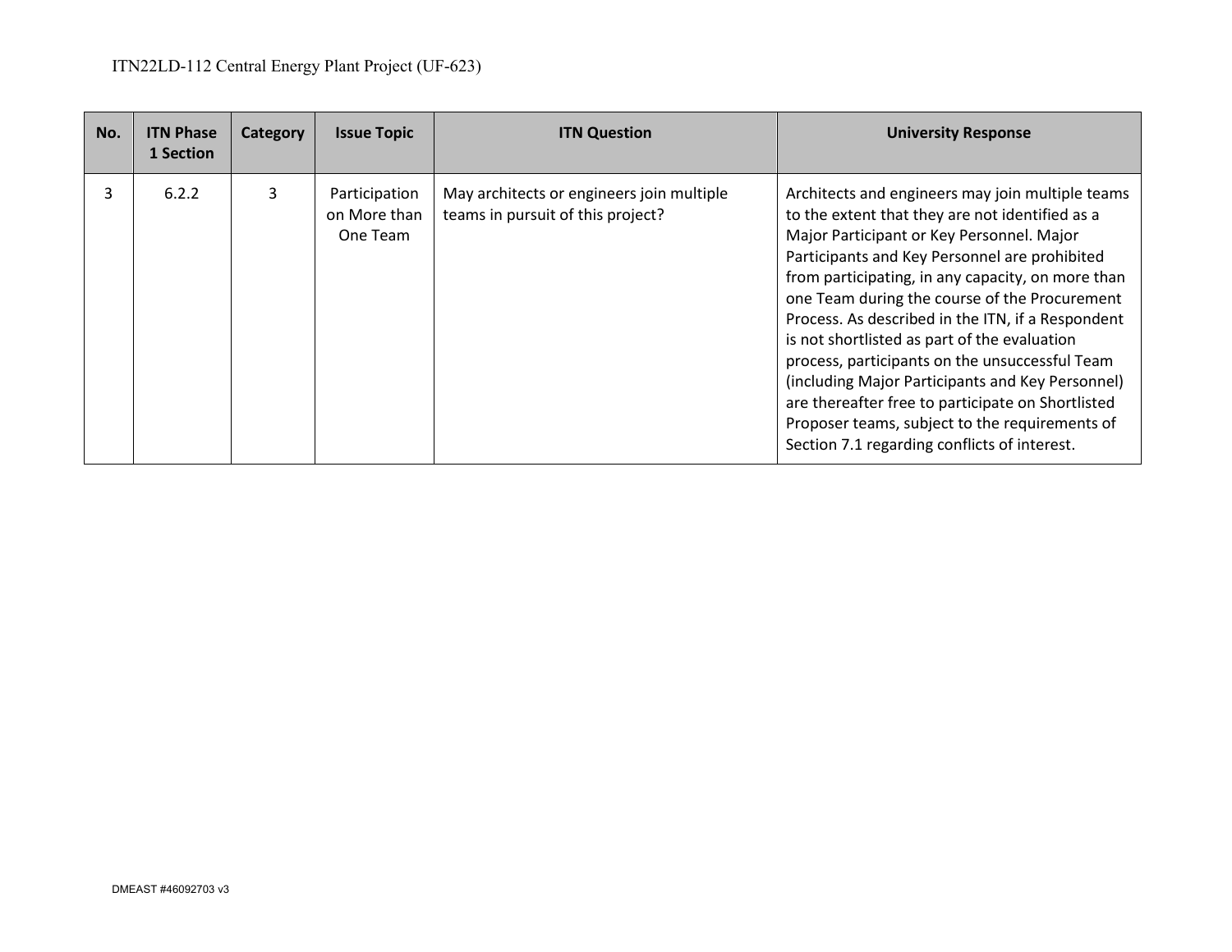| No. | ITN Phase 1 Section | Category | Issue Topic | ITN Question | University Response |
|---|---|---|---|---|---|
| 3 | 6.2.2 | 3 | Participation on More than One Team | May architects or engineers join multiple teams in pursuit of this project? | Architects and engineers may join multiple teams to the extent that they are not identified as a Major Participant or Key Personnel. Major Participants and Key Personnel are prohibited from participating, in any capacity, on more than one Team during the course of the Procurement Process. As described in the ITN, if a Respondent is not shortlisted as part of the evaluation process, participants on the unsuccessful Team (including Major Participants and Key Personnel) are thereafter free to participate on Shortlisted Proposer teams, subject to the requirements of Section 7.1 regarding conflicts of interest. |